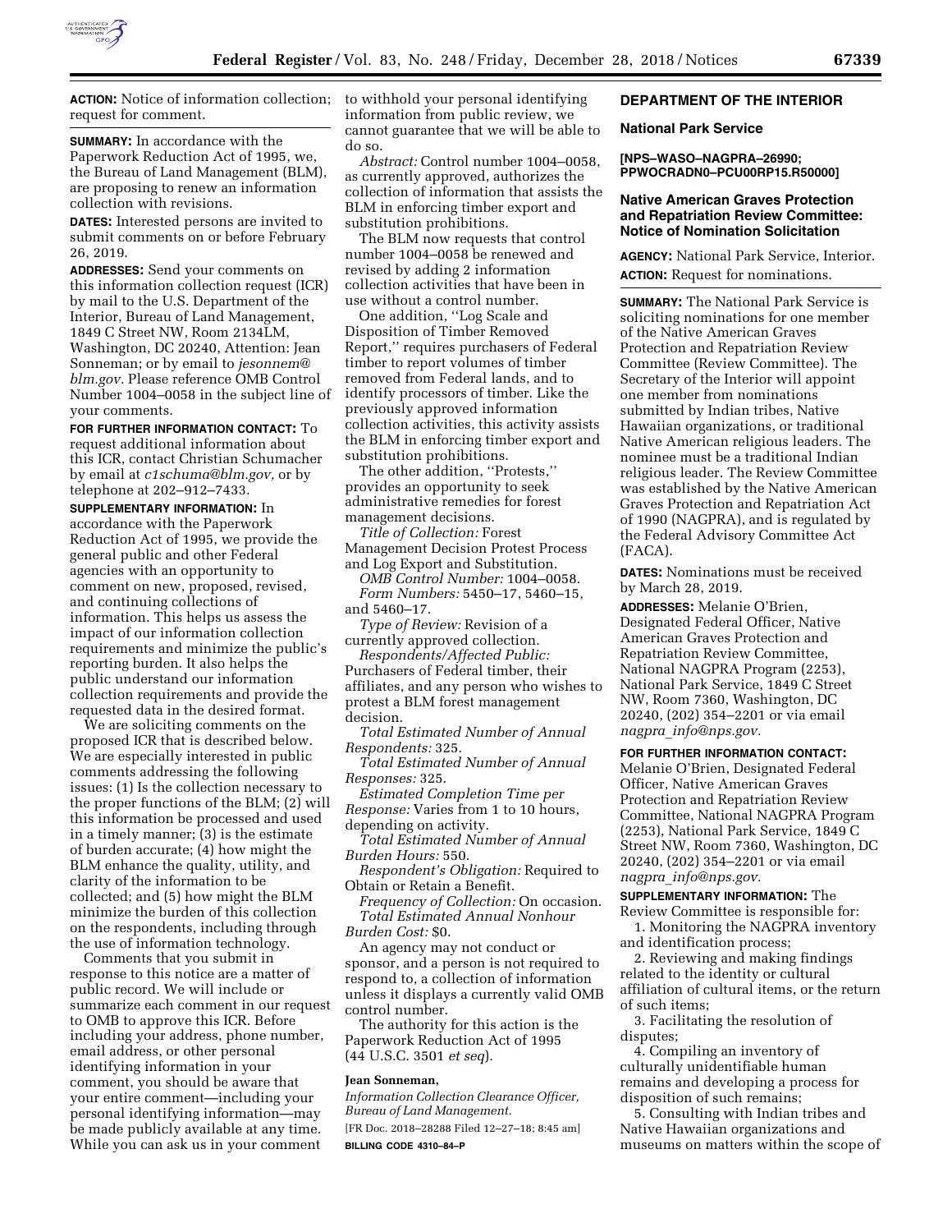**ACTION:** Notice of information collection; request for comment.

**SUMMARY:** In accordance with the Paperwork Reduction Act of 1995, we, the Bureau of Land Management (BLM), are proposing to renew an information collection with revisions.

**DATES:** Interested persons are invited to submit comments on or before February 26, 2019.

**ADDRESSES:** Send your comments on this information collection request (ICR) by mail to the U.S. Department of the Interior, Bureau of Land Management, 1849 C Street NW, Room 2134LM, Washington, DC 20240, Attention: Jean Sonneman; or by email to *jesonnem@blm.gov.* Please reference OMB Control Number 1004–0058 in the subject line of your comments.

**FOR FURTHER INFORMATION CONTACT:** To request additional information about this ICR, contact Christian Schumacher by email at *c1schuma@blm.gov,* or by telephone at 202–912–7433.

**SUPPLEMENTARY INFORMATION:** In accordance with the Paperwork Reduction Act of 1995, we provide the general public and other Federal agencies with an opportunity to comment on new, proposed, revised, and continuing collections of information. This helps us assess the impact of our information collection requirements and minimize the public's reporting burden. It also helps the public understand our information collection requirements and provide the requested data in the desired format.

We are soliciting comments on the proposed ICR that is described below. We are especially interested in public comments addressing the following issues: (1) Is the collection necessary to the proper functions of the BLM; (2) will this information be processed and used in a timely manner; (3) is the estimate of burden accurate; (4) how might the BLM enhance the quality, utility, and clarity of the information to be collected; and (5) how might the BLM minimize the burden of this collection on the respondents, including through the use of information technology.

Comments that you submit in response to this notice are a matter of public record. We will include or summarize each comment in our request to OMB to approve this ICR. Before including your address, phone number, email address, or other personal identifying information in your comment, you should be aware that your entire comment—including your personal identifying information—may be made publicly available at any time. While you can ask us in your comment to withhold your personal identifying information from public review, we cannot guarantee that we will be able to do so.

*Abstract:* Control number 1004–0058, as currently approved, authorizes the collection of information that assists the BLM in enforcing timber export and substitution prohibitions.

The BLM now requests that control number 1004–0058 be renewed and revised by adding 2 information collection activities that have been in use without a control number.

One addition, "Log Scale and Disposition of Timber Removed Report," requires purchasers of Federal timber to report volumes of timber removed from Federal lands, and to identify processors of timber. Like the previously approved information collection activities, this activity assists the BLM in enforcing timber export and substitution prohibitions.

The other addition, "Protests," provides an opportunity to seek administrative remedies for forest management decisions.

*Title of Collection:* Forest Management Decision Protest Process and Log Export and Substitution.

*OMB Control Number:* 1004–0058.

*Form Numbers:* 5450–17, 5460–15, and 5460–17.

*Type of Review:* Revision of a currently approved collection.

*Respondents/Affected Public:* Purchasers of Federal timber, their affiliates, and any person who wishes to protest a BLM forest management decision.

*Total Estimated Number of Annual Respondents:* 325.

*Total Estimated Number of Annual Responses:* 325.

*Estimated Completion Time per Response:* Varies from 1 to 10 hours, depending on activity.

*Total Estimated Number of Annual Burden Hours:* 550.

*Respondent's Obligation:* Required to Obtain or Retain a Benefit.

*Frequency of Collection:* On occasion.

*Total Estimated Annual Nonhour Burden Cost:* $0.

An agency may not conduct or sponsor, and a person is not required to respond to, a collection of information unless it displays a currently valid OMB control number.

The authority for this action is the Paperwork Reduction Act of 1995 (44 U.S.C. 3501 *et seq*).

**Jean Sonneman,**

*Information Collection Clearance Officer, Bureau of Land Management.*

[FR Doc. 2018–28288 Filed 12–27–18; 8:45 am]

**BILLING CODE 4310–84–P**

## DEPARTMENT OF THE INTERIOR

### National Park Service

**[NPS–WASO–NAGPRA–26990; PPWOCRADN0–PCU00RP15.R50000]**

### Native American Graves Protection and Repatriation Review Committee: Notice of Nomination Solicitation

**AGENCY:** National Park Service, Interior.

**ACTION:** Request for nominations.

**SUMMARY:** The National Park Service is soliciting nominations for one member of the Native American Graves Protection and Repatriation Review Committee (Review Committee). The Secretary of the Interior will appoint one member from nominations submitted by Indian tribes, Native Hawaiian organizations, or traditional Native American religious leaders. The nominee must be a traditional Indian religious leader. The Review Committee was established by the Native American Graves Protection and Repatriation Act of 1990 (NAGPRA), and is regulated by the Federal Advisory Committee Act (FACA).

**DATES:** Nominations must be received by March 28, 2019.

**ADDRESSES:** Melanie O'Brien, Designated Federal Officer, Native American Graves Protection and Repatriation Review Committee, National NAGPRA Program (2253), National Park Service, 1849 C Street NW, Room 7360, Washington, DC 20240, (202) 354–2201 or via email *nagpra_info@nps.gov.*

**FOR FURTHER INFORMATION CONTACT:** Melanie O'Brien, Designated Federal Officer, Native American Graves Protection and Repatriation Review Committee, National NAGPRA Program (2253), National Park Service, 1849 C Street NW, Room 7360, Washington, DC 20240, (202) 354–2201 or via email *nagpra_info@nps.gov.*

**SUPPLEMENTARY INFORMATION:** The Review Committee is responsible for:

1. Monitoring the NAGPRA inventory and identification process;
2. Reviewing and making findings related to the identity or cultural affiliation of cultural items, or the return of such items;
3. Facilitating the resolution of disputes;
4. Compiling an inventory of culturally unidentifiable human remains and developing a process for disposition of such remains;
5. Consulting with Indian tribes and Native Hawaiian organizations and museums on matters within the scope of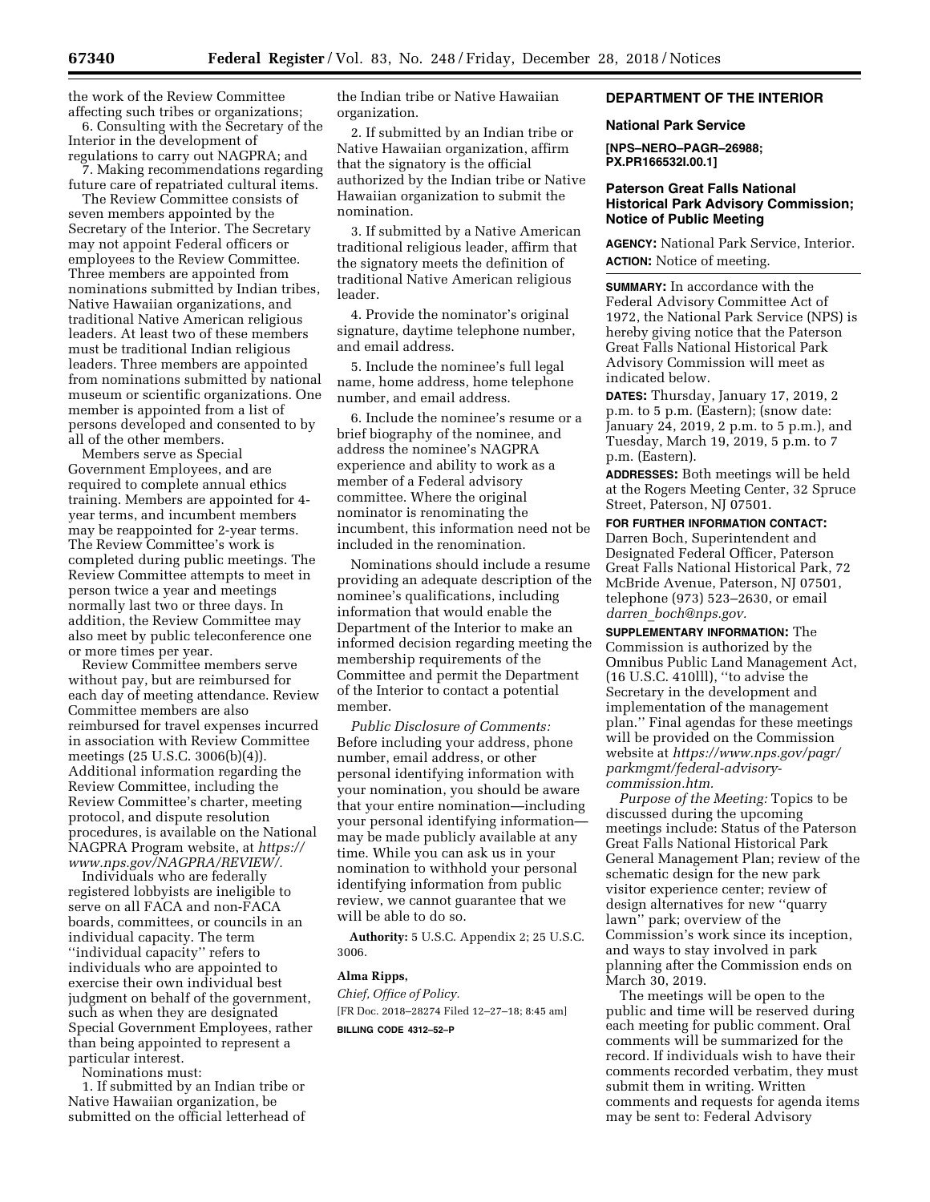the work of the Review Committee affecting such tribes or organizations;

6. Consulting with the Secretary of the Interior in the development of regulations to carry out NAGPRA; and

7. Making recommendations regarding future care of repatriated cultural items.

The Review Committee consists of seven members appointed by the Secretary of the Interior. The Secretary may not appoint Federal officers or employees to the Review Committee. Three members are appointed from nominations submitted by Indian tribes, Native Hawaiian organizations, and traditional Native American religious leaders. At least two of these members must be traditional Indian religious leaders. Three members are appointed from nominations submitted by national museum or scientific organizations. One member is appointed from a list of persons developed and consented to by all of the other members.

Members serve as Special Government Employees, and are required to complete annual ethics training. Members are appointed for 4-year terms, and incumbent members may be reappointed for 2-year terms. The Review Committee's work is completed during public meetings. The Review Committee attempts to meet in person twice a year and meetings normally last two or three days. In addition, the Review Committee may also meet by public teleconference one or more times per year.

Review Committee members serve without pay, but are reimbursed for each day of meeting attendance. Review Committee members are also reimbursed for travel expenses incurred in association with Review Committee meetings (25 U.S.C. 3006(b)(4)). Additional information regarding the Review Committee, including the Review Committee's charter, meeting protocol, and dispute resolution procedures, is available on the National NAGPRA Program website, at *https://www.nps.gov/NAGPRA/REVIEW/*.

Individuals who are federally registered lobbyists are ineligible to serve on all FACA and non-FACA boards, committees, or councils in an individual capacity. The term ''individual capacity'' refers to individuals who are appointed to exercise their own individual best judgment on behalf of the government, such as when they are designated Special Government Employees, rather than being appointed to represent a particular interest.

Nominations must:

1. If submitted by an Indian tribe or Native Hawaiian organization, be submitted on the official letterhead of the Indian tribe or Native Hawaiian organization.

2. If submitted by an Indian tribe or Native Hawaiian organization, affirm that the signatory is the official authorized by the Indian tribe or Native Hawaiian organization to submit the nomination.

3. If submitted by a Native American traditional religious leader, affirm that the signatory meets the definition of traditional Native American religious leader.

4. Provide the nominator's original signature, daytime telephone number, and email address.

5. Include the nominee's full legal name, home address, home telephone number, and email address.

6. Include the nominee's resume or a brief biography of the nominee, and address the nominee's NAGPRA experience and ability to work as a member of a Federal advisory committee. Where the original nominator is renominating the incumbent, this information need not be included in the renomination.

Nominations should include a resume providing an adequate description of the nominee's qualifications, including information that would enable the Department of the Interior to make an informed decision regarding meeting the membership requirements of the Committee and permit the Department of the Interior to contact a potential member.

*Public Disclosure of Comments:* Before including your address, phone number, email address, or other personal identifying information with your nomination, you should be aware that your entire nomination—including your personal identifying information—may be made publicly available at any time. While you can ask us in your nomination to withhold your personal identifying information from public review, we cannot guarantee that we will be able to do so.

**Authority:** 5 U.S.C. Appendix 2; 25 U.S.C. 3006.

**Alma Ripps,**

*Chief, Office of Policy.*

[FR Doc. 2018–28274 Filed 12–27–18; 8:45 am]

**BILLING CODE 4312–52–P**

## DEPARTMENT OF THE INTERIOR

### National Park Service

**[NPS–NERO–PAGR–26988; PX.PR166532I.00.1]**

### Paterson Great Falls National Historical Park Advisory Commission; Notice of Public Meeting

**AGENCY:** National Park Service, Interior.

**ACTION:** Notice of meeting.

**SUMMARY:** In accordance with the Federal Advisory Committee Act of 1972, the National Park Service (NPS) is hereby giving notice that the Paterson Great Falls National Historical Park Advisory Commission will meet as indicated below.

**DATES:** Thursday, January 17, 2019, 2 p.m. to 5 p.m. (Eastern); (snow date: January 24, 2019, 2 p.m. to 5 p.m.), and Tuesday, March 19, 2019, 5 p.m. to 7 p.m. (Eastern).

**ADDRESSES:** Both meetings will be held at the Rogers Meeting Center, 32 Spruce Street, Paterson, NJ 07501.

**FOR FURTHER INFORMATION CONTACT:** Darren Boch, Superintendent and Designated Federal Officer, Paterson Great Falls National Historical Park, 72 McBride Avenue, Paterson, NJ 07501, telephone (973) 523–2630, or email *darren_boch@nps.gov*.

**SUPPLEMENTARY INFORMATION:** The Commission is authorized by the Omnibus Public Land Management Act, (16 U.S.C. 410lll), ''to advise the Secretary in the development and implementation of the management plan.'' Final agendas for these meetings will be provided on the Commission website at *https://www.nps.gov/pagr/parkmgmt/federal-advisory-commission.htm*.

*Purpose of the Meeting:* Topics to be discussed during the upcoming meetings include: Status of the Paterson Great Falls National Historical Park General Management Plan; review of the schematic design for the new park visitor experience center; review of design alternatives for new ''quarry lawn'' park; overview of the Commission's work since its inception, and ways to stay involved in park planning after the Commission ends on March 30, 2019.

The meetings will be open to the public and time will be reserved during each meeting for public comment. Oral comments will be summarized for the record. If individuals wish to have their comments recorded verbatim, they must submit them in writing. Written comments and requests for agenda items may be sent to: Federal Advisory